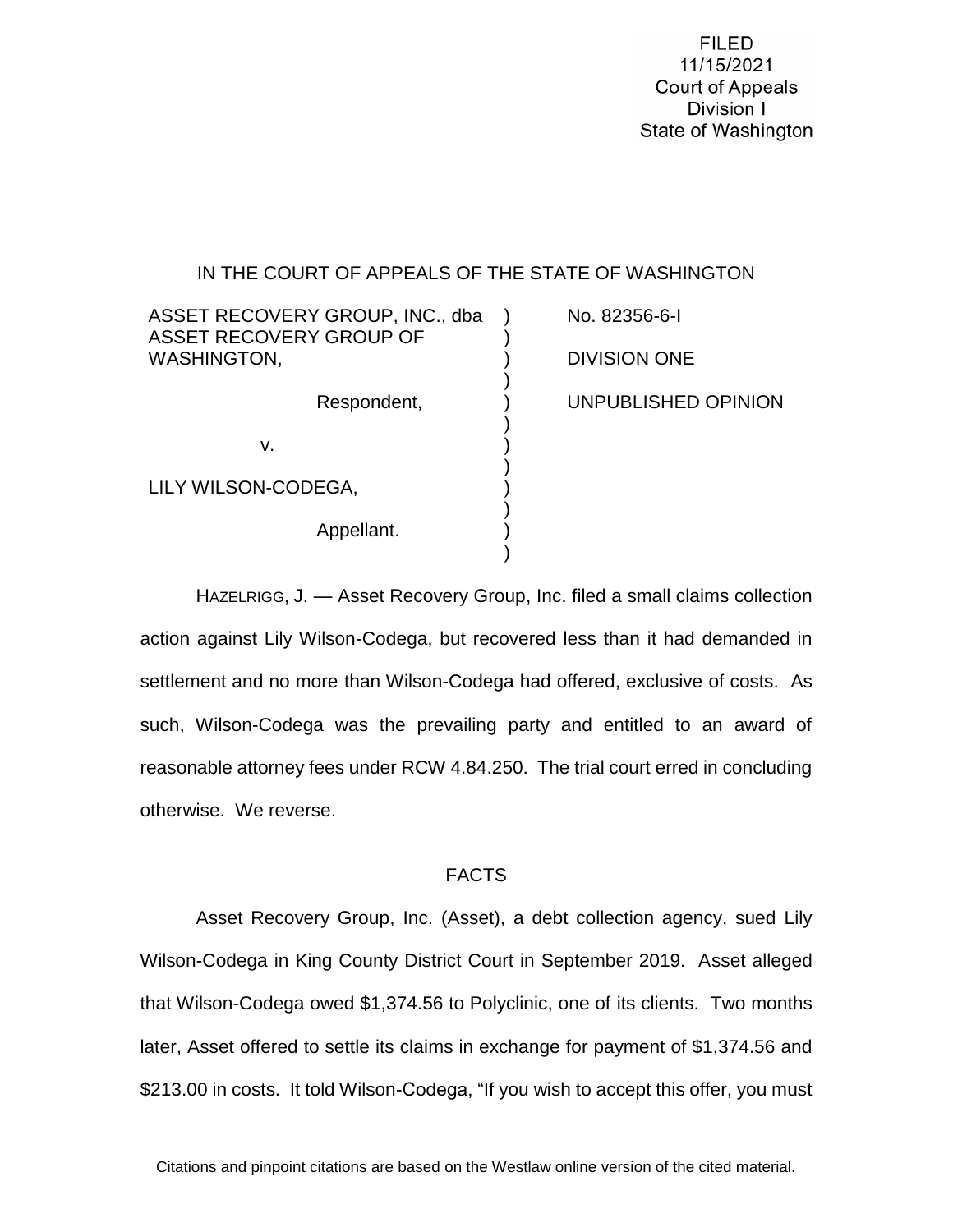FILED
11/15/2021
Court of Appeals
Division I
State of Washington

IN THE COURT OF APPEALS OF THE STATE OF WASHINGTON

| | | |
|---|---|---|
| ASSET RECOVERY GROUP, INC., dba ASSET RECOVERY GROUP OF WASHINGTON, | ) | No. 82356-6-I |
| Respondent, | ) | DIVISION ONE |
| v. | ) | UNPUBLISHED OPINION |
| LILY WILSON-CODEGA, | ) | |
| Appellant. | ) | |

HAZELRIGG, J. — Asset Recovery Group, Inc. filed a small claims collection action against Lily Wilson-Codega, but recovered less than it had demanded in settlement and no more than Wilson-Codega had offered, exclusive of costs. As such, Wilson-Codega was the prevailing party and entitled to an award of reasonable attorney fees under RCW 4.84.250. The trial court erred in concluding otherwise. We reverse.

## FACTS

Asset Recovery Group, Inc. (Asset), a debt collection agency, sued Lily Wilson-Codega in King County District Court in September 2019. Asset alleged that Wilson-Codega owed $1,374.56 to Polyclinic, one of its clients. Two months later, Asset offered to settle its claims in exchange for payment of $1,374.56 and $213.00 in costs. It told Wilson-Codega, "If you wish to accept this offer, you must

Citations and pinpoint citations are based on the Westlaw online version of the cited material.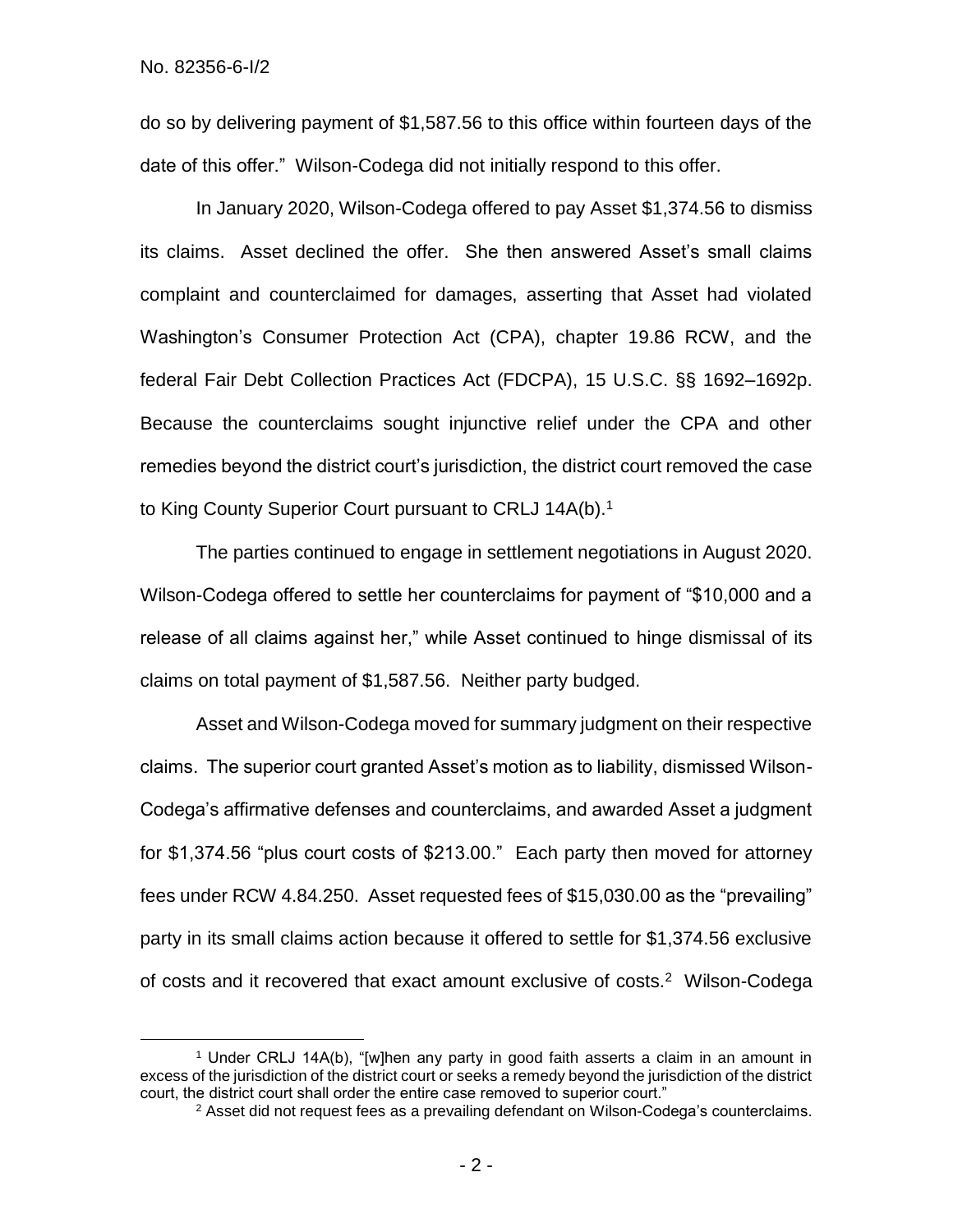do so by delivering payment of $1,587.56 to this office within fourteen days of the date of this offer." Wilson-Codega did not initially respond to this offer.

In January 2020, Wilson-Codega offered to pay Asset $1,374.56 to dismiss its claims. Asset declined the offer. She then answered Asset's small claims complaint and counterclaimed for damages, asserting that Asset had violated Washington's Consumer Protection Act (CPA), chapter 19.86 RCW, and the federal Fair Debt Collection Practices Act (FDCPA), 15 U.S.C. §§ 1692–1692p. Because the counterclaims sought injunctive relief under the CPA and other remedies beyond the district court's jurisdiction, the district court removed the case to King County Superior Court pursuant to CRLJ 14A(b).[1]

The parties continued to engage in settlement negotiations in August 2020. Wilson-Codega offered to settle her counterclaims for payment of "$10,000 and a release of all claims against her," while Asset continued to hinge dismissal of its claims on total payment of $1,587.56. Neither party budged.

Asset and Wilson-Codega moved for summary judgment on their respective claims. The superior court granted Asset's motion as to liability, dismissed Wilson-Codega's affirmative defenses and counterclaims, and awarded Asset a judgment for $1,374.56 "plus court costs of $213.00." Each party then moved for attorney fees under RCW 4.84.250. Asset requested fees of $15,030.00 as the "prevailing" party in its small claims action because it offered to settle for $1,374.56 exclusive of costs and it recovered that exact amount exclusive of costs.[2] Wilson-Codega

---

[1] Under CRLJ 14A(b), "[w]hen any party in good faith asserts a claim in an amount in excess of the jurisdiction of the district court or seeks a remedy beyond the jurisdiction of the district court, the district court shall order the entire case removed to superior court."

[2] Asset did not request fees as a prevailing defendant on Wilson-Codega's counterclaims.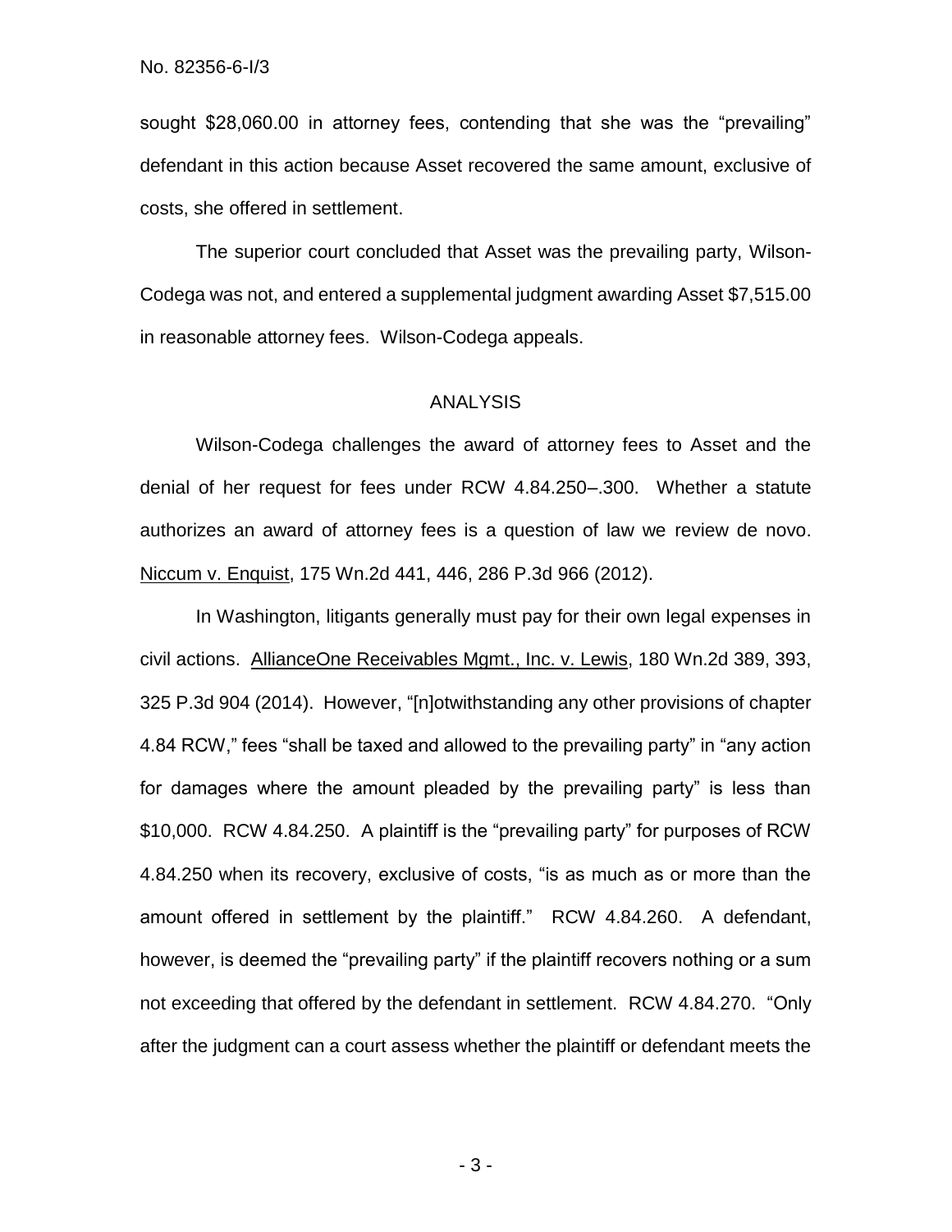sought $28,060.00 in attorney fees, contending that she was the "prevailing" defendant in this action because Asset recovered the same amount, exclusive of costs, she offered in settlement.

The superior court concluded that Asset was the prevailing party, Wilson-Codega was not, and entered a supplemental judgment awarding Asset $7,515.00 in reasonable attorney fees. Wilson-Codega appeals.

## ANALYSIS

Wilson-Codega challenges the award of attorney fees to Asset and the denial of her request for fees under RCW 4.84.250–.300. Whether a statute authorizes an award of attorney fees is a question of law we review de novo. Niccum v. Enquist, 175 Wn.2d 441, 446, 286 P.3d 966 (2012).

In Washington, litigants generally must pay for their own legal expenses in civil actions. AllianceOne Receivables Mgmt., Inc. v. Lewis, 180 Wn.2d 389, 393, 325 P.3d 904 (2014). However, "[n]otwithstanding any other provisions of chapter 4.84 RCW," fees "shall be taxed and allowed to the prevailing party" in "any action for damages where the amount pleaded by the prevailing party" is less than $10,000. RCW 4.84.250. A plaintiff is the "prevailing party" for purposes of RCW 4.84.250 when its recovery, exclusive of costs, "is as much as or more than the amount offered in settlement by the plaintiff." RCW 4.84.260. A defendant, however, is deemed the "prevailing party" if the plaintiff recovers nothing or a sum not exceeding that offered by the defendant in settlement. RCW 4.84.270. "Only after the judgment can a court assess whether the plaintiff or defendant meets the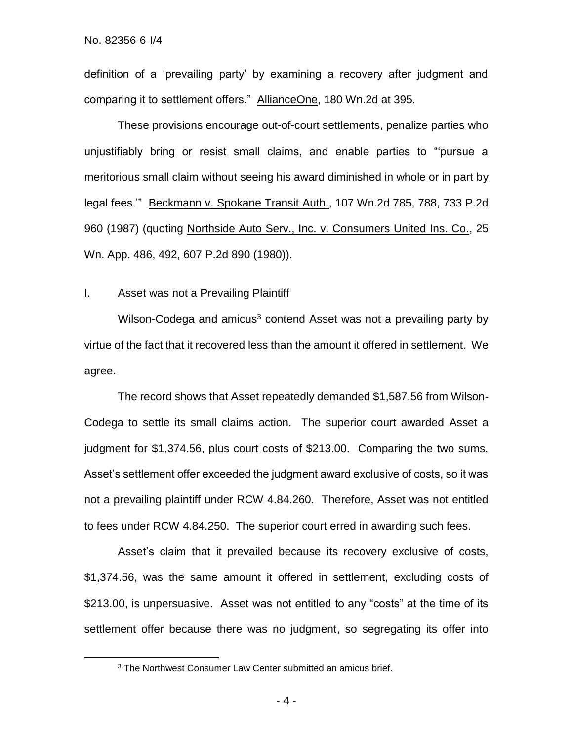definition of a 'prevailing party' by examining a recovery after judgment and comparing it to settlement offers." AllianceOne, 180 Wn.2d at 395.

These provisions encourage out-of-court settlements, penalize parties who unjustifiably bring or resist small claims, and enable parties to "'pursue a meritorious small claim without seeing his award diminished in whole or in part by legal fees.'" Beckmann v. Spokane Transit Auth., 107 Wn.2d 785, 788, 733 P.2d 960 (1987) (quoting Northside Auto Serv., Inc. v. Consumers United Ins. Co., 25 Wn. App. 486, 492, 607 P.2d 890 (1980)).

I. Asset was not a Prevailing Plaintiff

Wilson-Codega and amicus[3] contend Asset was not a prevailing party by virtue of the fact that it recovered less than the amount it offered in settlement. We agree.

The record shows that Asset repeatedly demanded $1,587.56 from Wilson-Codega to settle its small claims action. The superior court awarded Asset a judgment for $1,374.56, plus court costs of $213.00. Comparing the two sums, Asset's settlement offer exceeded the judgment award exclusive of costs, so it was not a prevailing plaintiff under RCW 4.84.260. Therefore, Asset was not entitled to fees under RCW 4.84.250. The superior court erred in awarding such fees.

Asset's claim that it prevailed because its recovery exclusive of costs, $1,374.56, was the same amount it offered in settlement, excluding costs of $213.00, is unpersuasive. Asset was not entitled to any "costs" at the time of its settlement offer because there was no judgment, so segregating its offer into

[3] The Northwest Consumer Law Center submitted an amicus brief.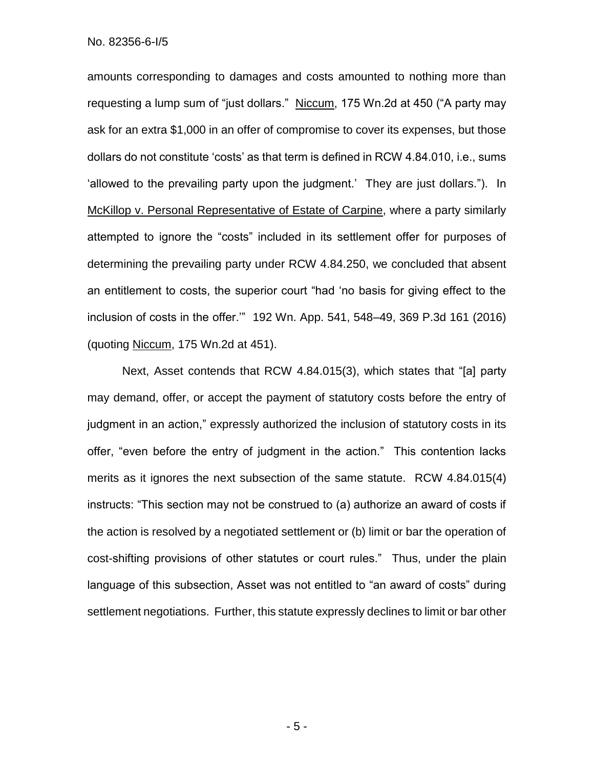amounts corresponding to damages and costs amounted to nothing more than requesting a lump sum of "just dollars." Niccum, 175 Wn.2d at 450 ("A party may ask for an extra $1,000 in an offer of compromise to cover its expenses, but those dollars do not constitute 'costs' as that term is defined in RCW 4.84.010, i.e., sums 'allowed to the prevailing party upon the judgment.' They are just dollars."). In McKillop v. Personal Representative of Estate of Carpine, where a party similarly attempted to ignore the "costs" included in its settlement offer for purposes of determining the prevailing party under RCW 4.84.250, we concluded that absent an entitlement to costs, the superior court "had 'no basis for giving effect to the inclusion of costs in the offer.'" 192 Wn. App. 541, 548–49, 369 P.3d 161 (2016) (quoting Niccum, 175 Wn.2d at 451).

Next, Asset contends that RCW 4.84.015(3), which states that "[a] party may demand, offer, or accept the payment of statutory costs before the entry of judgment in an action," expressly authorized the inclusion of statutory costs in its offer, "even before the entry of judgment in the action." This contention lacks merits as it ignores the next subsection of the same statute. RCW 4.84.015(4) instructs: "This section may not be construed to (a) authorize an award of costs if the action is resolved by a negotiated settlement or (b) limit or bar the operation of cost-shifting provisions of other statutes or court rules." Thus, under the plain language of this subsection, Asset was not entitled to "an award of costs" during settlement negotiations. Further, this statute expressly declines to limit or bar other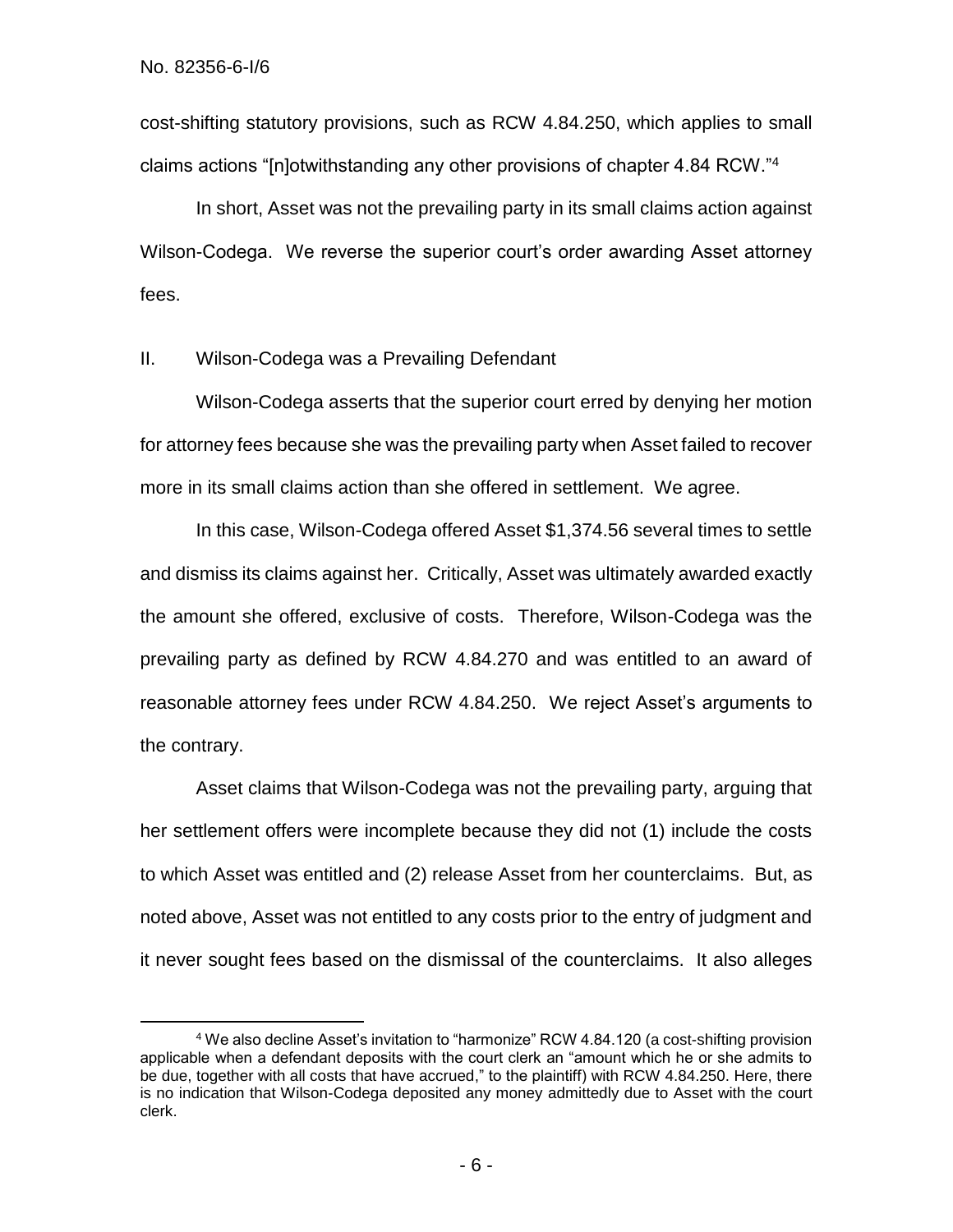cost-shifting statutory provisions, such as RCW 4.84.250, which applies to small claims actions "[n]otwithstanding any other provisions of chapter 4.84 RCW."[4]

In short, Asset was not the prevailing party in its small claims action against Wilson-Codega. We reverse the superior court's order awarding Asset attorney fees.

## II. Wilson-Codega was a Prevailing Defendant

Wilson-Codega asserts that the superior court erred by denying her motion for attorney fees because she was the prevailing party when Asset failed to recover more in its small claims action than she offered in settlement. We agree.

In this case, Wilson-Codega offered Asset $1,374.56 several times to settle and dismiss its claims against her. Critically, Asset was ultimately awarded exactly the amount she offered, exclusive of costs. Therefore, Wilson-Codega was the prevailing party as defined by RCW 4.84.270 and was entitled to an award of reasonable attorney fees under RCW 4.84.250. We reject Asset's arguments to the contrary.

Asset claims that Wilson-Codega was not the prevailing party, arguing that her settlement offers were incomplete because they did not (1) include the costs to which Asset was entitled and (2) release Asset from her counterclaims. But, as noted above, Asset was not entitled to any costs prior to the entry of judgment and it never sought fees based on the dismissal of the counterclaims. It also alleges

[4] We also decline Asset's invitation to "harmonize" RCW 4.84.120 (a cost-shifting provision applicable when a defendant deposits with the court clerk an "amount which he or she admits to be due, together with all costs that have accrued," to the plaintiff) with RCW 4.84.250. Here, there is no indication that Wilson-Codega deposited any money admittedly due to Asset with the court clerk.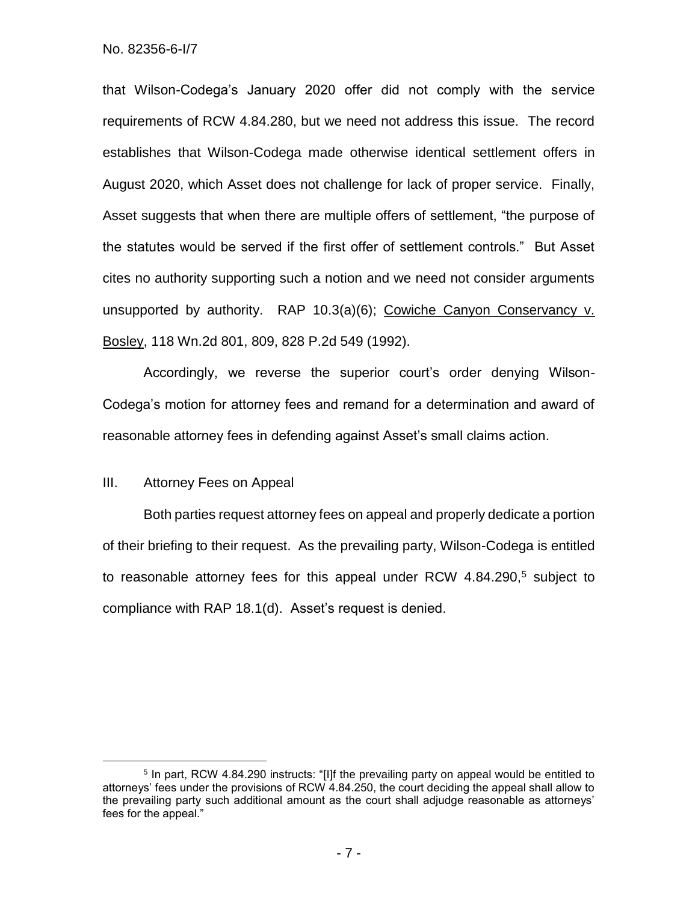that Wilson-Codega's January 2020 offer did not comply with the service requirements of RCW 4.84.280, but we need not address this issue. The record establishes that Wilson-Codega made otherwise identical settlement offers in August 2020, which Asset does not challenge for lack of proper service. Finally, Asset suggests that when there are multiple offers of settlement, "the purpose of the statutes would be served if the first offer of settlement controls." But Asset cites no authority supporting such a notion and we need not consider arguments unsupported by authority. RAP 10.3(a)(6); Cowiche Canyon Conservancy v. Bosley, 118 Wn.2d 801, 809, 828 P.2d 549 (1992).

Accordingly, we reverse the superior court's order denying Wilson-Codega's motion for attorney fees and remand for a determination and award of reasonable attorney fees in defending against Asset's small claims action.

## III. Attorney Fees on Appeal

Both parties request attorney fees on appeal and properly dedicate a portion of their briefing to their request. As the prevailing party, Wilson-Codega is entitled to reasonable attorney fees for this appeal under RCW 4.84.290,[5] subject to compliance with RAP 18.1(d). Asset's request is denied.

---

[5] In part, RCW 4.84.290 instructs: "[I]f the prevailing party on appeal would be entitled to attorneys' fees under the provisions of RCW 4.84.250, the court deciding the appeal shall allow to the prevailing party such additional amount as the court shall adjudge reasonable as attorneys' fees for the appeal."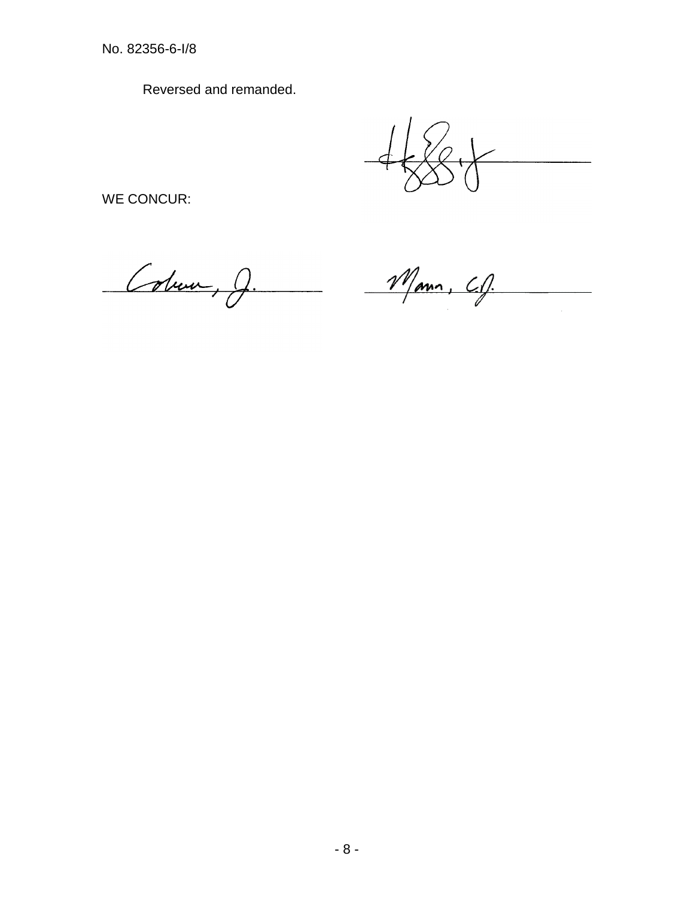No. 82356-6-I/8

Reversed and remanded.

WE CONCUR: